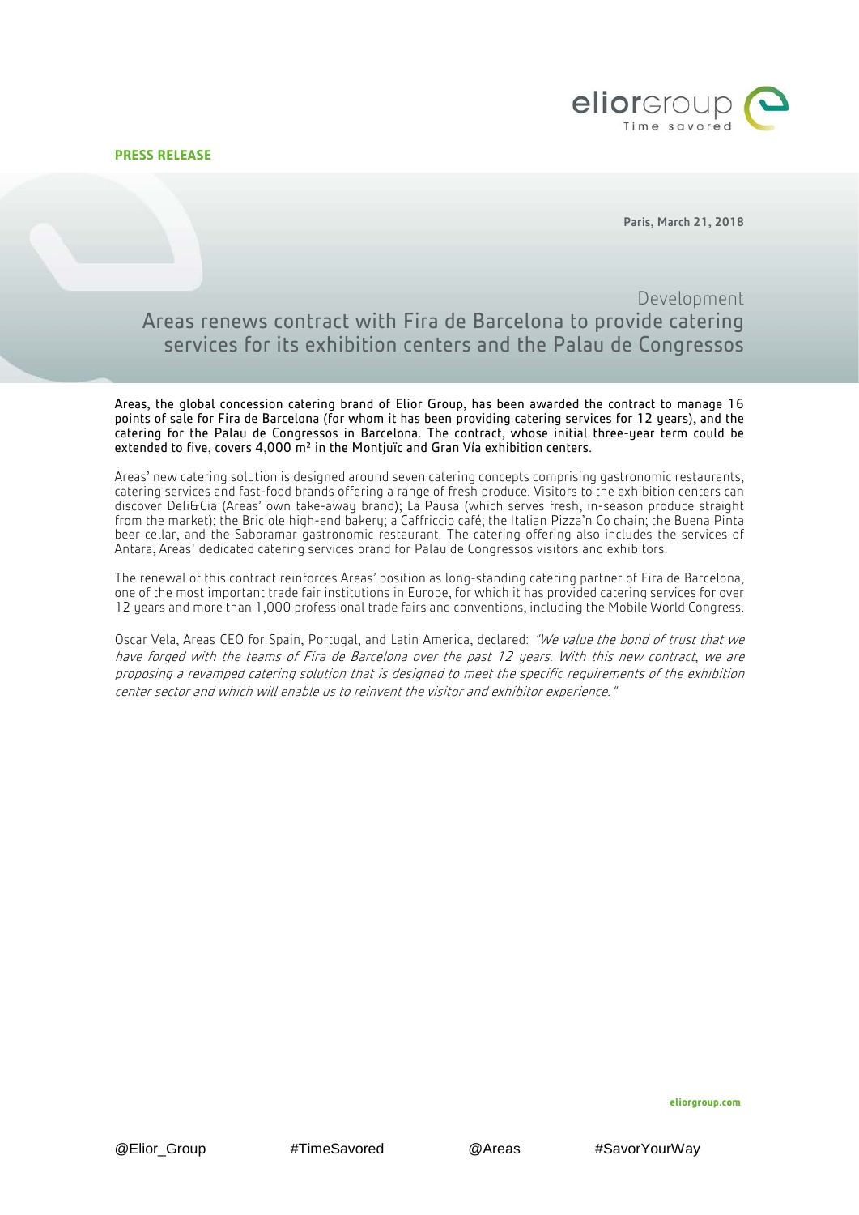**PRESS RELEASE**

Paris, March 21, 2018

Development

# Areas renews contract with Fira de Barcelona to provide catering services for its exhibition centers and the Palau de Congressos

Areas, the global concession catering brand of Elior Group, has been awarded the contract to manage 16 points of sale for Fira de Barcelona (for whom it has been providing catering services for 12 years), and the catering for the Palau de Congressos in Barcelona. The contract, whose initial three-year term could be extended to five, covers 4,000 m² in the Montjuïc and Gran Vía exhibition centers.

Areas' new catering solution is designed around seven catering concepts comprising gastronomic restaurants, catering services and fast-food brands offering a range of fresh produce. Visitors to the exhibition centers can discover Deli&Cia (Areas' own take-away brand); La Pausa (which serves fresh, in-season produce straight from the market); the Briciole high-end bakery; a Caffriccio café; the Italian Pizza'n Co chain; the Buena Pinta beer cellar, and the Saboramar gastronomic restaurant. The catering offering also includes the services of Antara, Areas' dedicated catering services brand for Palau de Congressos visitors and exhibitors.

The renewal of this contract reinforces Areas' position as long-standing catering partner of Fira de Barcelona, one of the most important trade fair institutions in Europe, for which it has provided catering services for over 12 years and more than 1,000 professional trade fairs and conventions, including the Mobile World Congress.

Oscar Vela, Areas CEO for Spain, Portugal, and Latin America, declared: *"We value the bond of trust that we have forged with the teams of Fira de Barcelona over the past 12 years. With this new contract, we are proposing a revamped catering solution that is designed to meet the specific requirements of the exhibition center sector and which will enable us to reinvent the visitor and exhibitor experience."*

eliorgroup.com

@Elior_Group #TimeSavored @Areas #SavorYourWay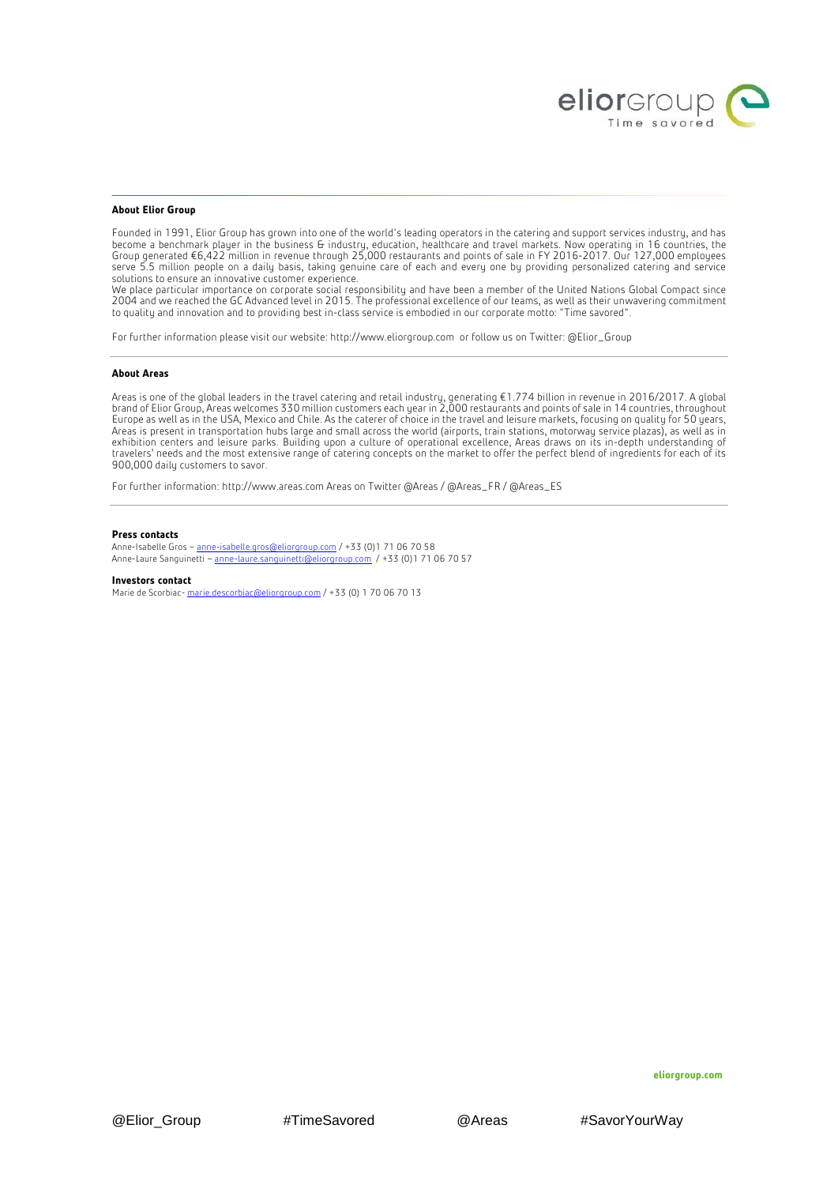### About Elior Group

Founded in 1991, Elior Group has grown into one of the world's leading operators in the catering and support services industry, and has become a benchmark player in the business & industry, education, healthcare and travel markets. Now operating in 16 countries, the Group generated €6,422 million in revenue through 25,000 restaurants and points of sale in FY 2016-2017. Our 127,000 employees serve 5.5 million people on a daily basis, taking genuine care of each and every one by providing personalized catering and service solutions to ensure an innovative customer experience.
We place particular importance on corporate social responsibility and have been a member of the United Nations Global Compact since 2004 and we reached the GC Advanced level in 2015. The professional excellence of our teams, as well as their unwavering commitment to quality and innovation and to providing best in-class service is embodied in our corporate motto: "Time savored".

For further information please visit our website: http://www.eliorgroup.com or follow us on Twitter: @Elior_Group

### About Areas

Areas is one of the global leaders in the travel catering and retail industry, generating €1.774 billion in revenue in 2016/2017. A global brand of Elior Group, Areas welcomes 330 million customers each year in 2,000 restaurants and points of sale in 14 countries, throughout Europe as well as in the USA, Mexico and Chile. As the caterer of choice in the travel and leisure markets, focusing on quality for 50 years, Areas is present in transportation hubs large and small across the world (airports, train stations, motorway service plazas), as well as in exhibition centers and leisure parks. Building upon a culture of operational excellence, Areas draws on its in-depth understanding of travelers' needs and the most extensive range of catering concepts on the market to offer the perfect blend of ingredients for each of its 900,000 daily customers to savor.

For further information: http://www.areas.com Areas on Twitter @Areas / @Areas_FR / @Areas_ES

**Press contacts**
Anne-Isabelle Gros – anne-isabelle.gros@eliorgroup.com / +33 (0)1 71 06 70 58
Anne-Laure Sanguinetti – anne-laure.sanguinetti@eliorgroup.com / +33 (0)1 71 06 70 57

**Investors contact**
Marie de Scorbiac- marie.descorbiac@eliorgroup.com / +33 (0) 1 70 06 70 13

eliorgroup.com

@Elior_Group #TimeSavored @Areas #SavorYourWay